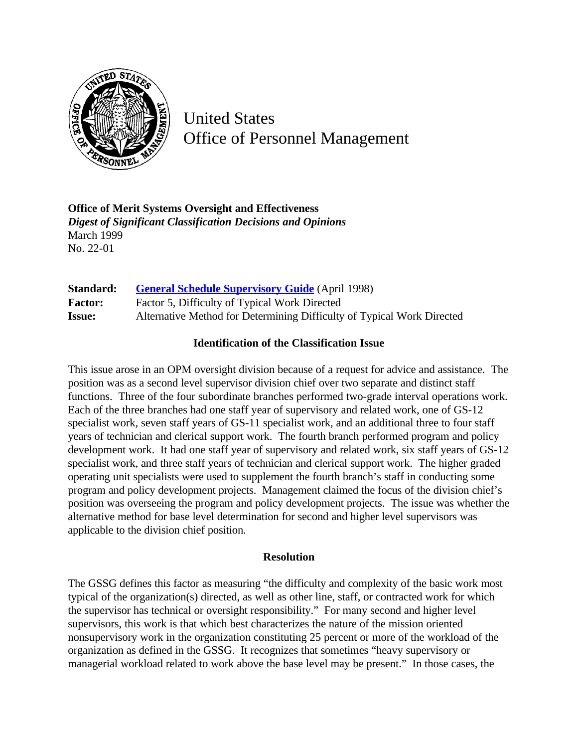# United States
# Office of Personnel Management

**Office of Merit Systems Oversight and Effectiveness**
***Digest of Significant Classification Decisions and Opinions***
March 1999
No. 22-01

**Standard:** [General Schedule Supervisory Guide](#) (April 1998)
**Factor:** Factor 5, Difficulty of Typical Work Directed
**Issue:** Alternative Method for Determining Difficulty of Typical Work Directed

### Identification of the Classification Issue

This issue arose in an OPM oversight division because of a request for advice and assistance. The position was as a second level supervisor division chief over two separate and distinct staff functions. Three of the four subordinate branches performed two-grade interval operations work. Each of the three branches had one staff year of supervisory and related work, one of GS-12 specialist work, seven staff years of GS-11 specialist work, and an additional three to four staff years of technician and clerical support work. The fourth branch performed program and policy development work. It had one staff year of supervisory and related work, six staff years of GS-12 specialist work, and three staff years of technician and clerical support work. The higher graded operating unit specialists were used to supplement the fourth branch's staff in conducting some program and policy development projects. Management claimed the focus of the division chief's position was overseeing the program and policy development projects. The issue was whether the alternative method for base level determination for second and higher level supervisors was applicable to the division chief position.

### Resolution

The GSSG defines this factor as measuring "the difficulty and complexity of the basic work most typical of the organization(s) directed, as well as other line, staff, or contracted work for which the supervisor has technical or oversight responsibility." For many second and higher level supervisors, this work is that which best characterizes the nature of the mission oriented nonsupervisory work in the organization constituting 25 percent or more of the workload of the organization as defined in the GSSG. It recognizes that sometimes "heavy supervisory or managerial workload related to work above the base level may be present." In those cases, the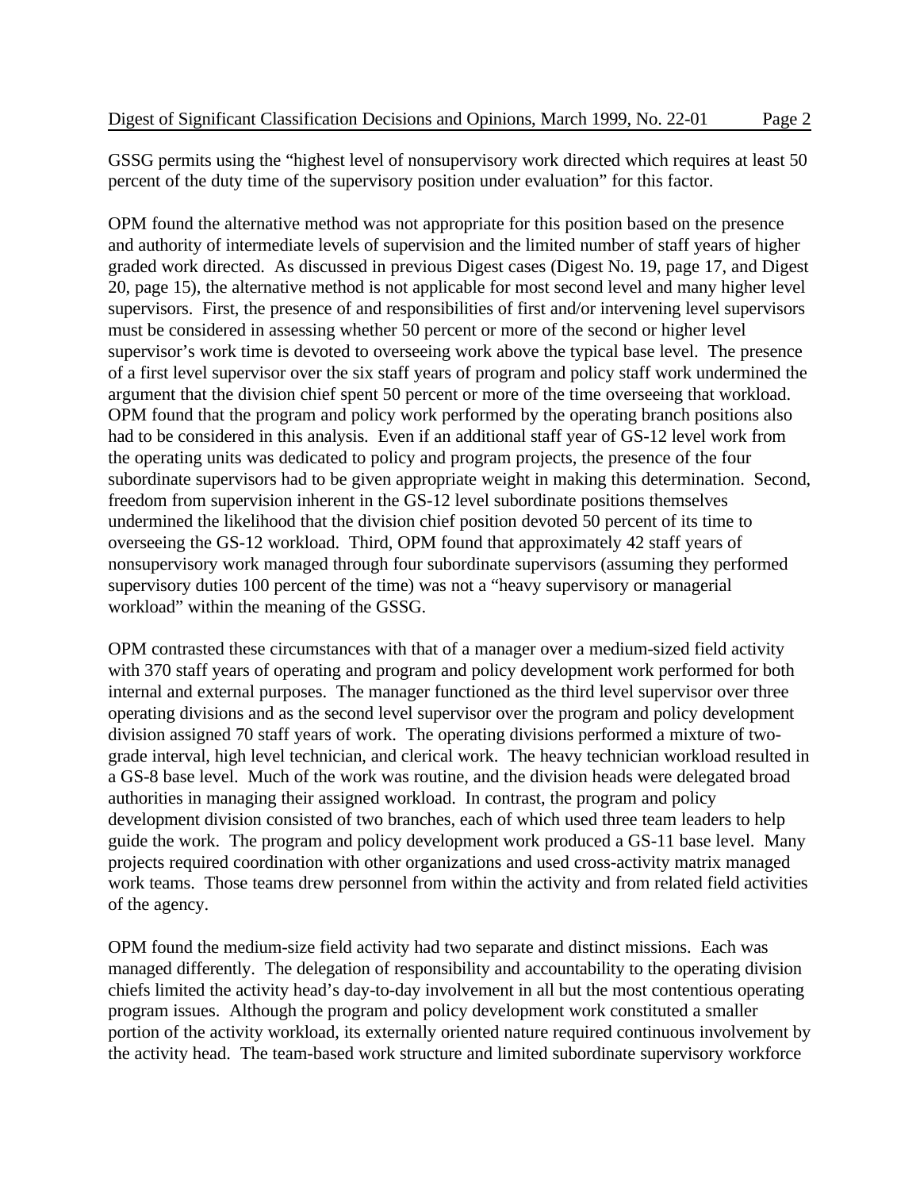GSSG permits using the "highest level of nonsupervisory work directed which requires at least 50 percent of the duty time of the supervisory position under evaluation" for this factor.

OPM found the alternative method was not appropriate for this position based on the presence and authority of intermediate levels of supervision and the limited number of staff years of higher graded work directed. As discussed in previous Digest cases (Digest No. 19, page 17, and Digest 20, page 15), the alternative method is not applicable for most second level and many higher level supervisors. First, the presence of and responsibilities of first and/or intervening level supervisors must be considered in assessing whether 50 percent or more of the second or higher level supervisor's work time is devoted to overseeing work above the typical base level. The presence of a first level supervisor over the six staff years of program and policy staff work undermined the argument that the division chief spent 50 percent or more of the time overseeing that workload. OPM found that the program and policy work performed by the operating branch positions also had to be considered in this analysis. Even if an additional staff year of GS-12 level work from the operating units was dedicated to policy and program projects, the presence of the four subordinate supervisors had to be given appropriate weight in making this determination. Second, freedom from supervision inherent in the GS-12 level subordinate positions themselves undermined the likelihood that the division chief position devoted 50 percent of its time to overseeing the GS-12 workload. Third, OPM found that approximately 42 staff years of nonsupervisory work managed through four subordinate supervisors (assuming they performed supervisory duties 100 percent of the time) was not a "heavy supervisory or managerial workload" within the meaning of the GSSG.

OPM contrasted these circumstances with that of a manager over a medium-sized field activity with 370 staff years of operating and program and policy development work performed for both internal and external purposes. The manager functioned as the third level supervisor over three operating divisions and as the second level supervisor over the program and policy development division assigned 70 staff years of work. The operating divisions performed a mixture of two-grade interval, high level technician, and clerical work. The heavy technician workload resulted in a GS-8 base level. Much of the work was routine, and the division heads were delegated broad authorities in managing their assigned workload. In contrast, the program and policy development division consisted of two branches, each of which used three team leaders to help guide the work. The program and policy development work produced a GS-11 base level. Many projects required coordination with other organizations and used cross-activity matrix managed work teams. Those teams drew personnel from within the activity and from related field activities of the agency.

OPM found the medium-size field activity had two separate and distinct missions. Each was managed differently. The delegation of responsibility and accountability to the operating division chiefs limited the activity head's day-to-day involvement in all but the most contentious operating program issues. Although the program and policy development work constituted a smaller portion of the activity workload, its externally oriented nature required continuous involvement by the activity head. The team-based work structure and limited subordinate supervisory workforce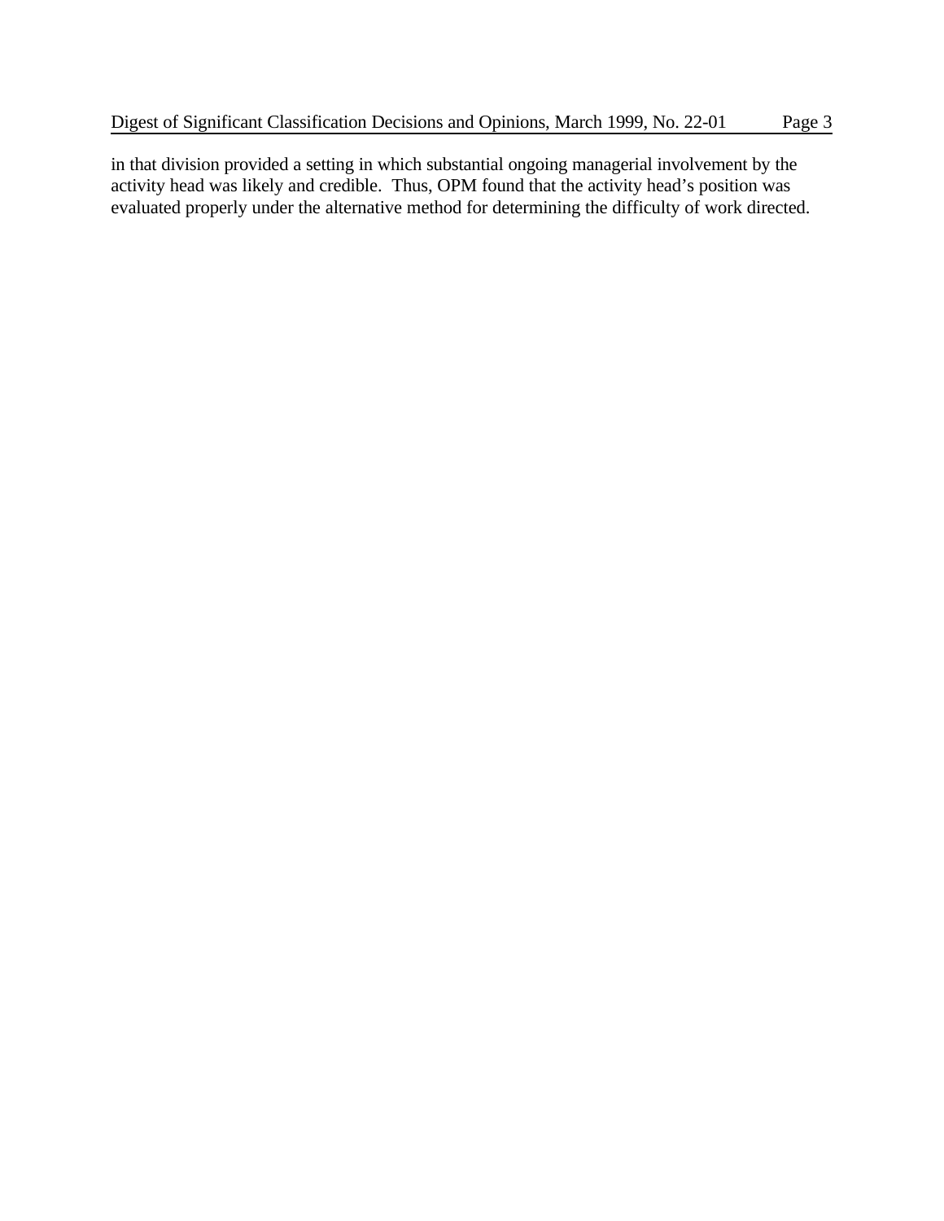in that division provided a setting in which substantial ongoing managerial involvement by the activity head was likely and credible. Thus, OPM found that the activity head's position was evaluated properly under the alternative method for determining the difficulty of work directed.